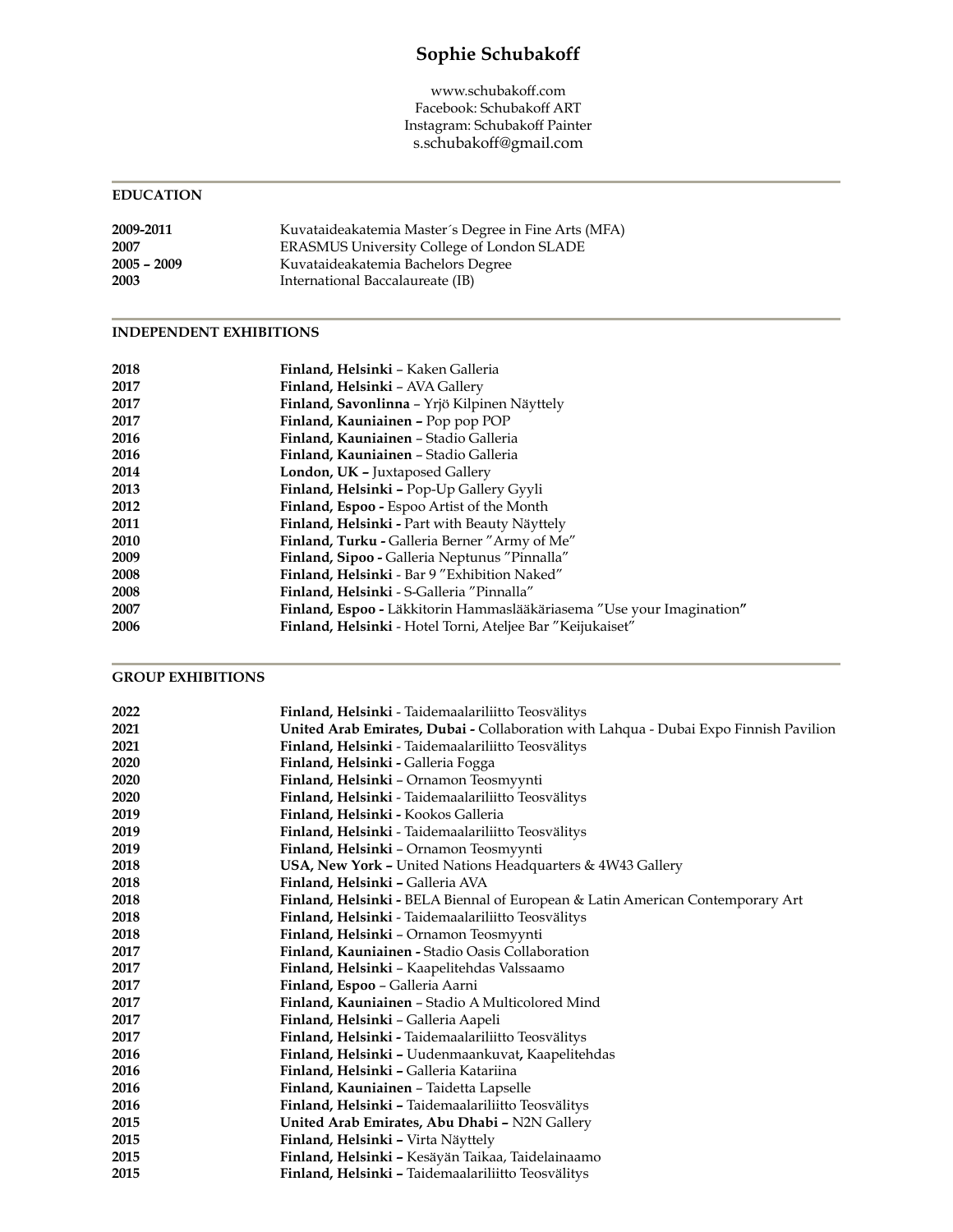# Sophie Schubakoff

www.schubakoff.com
Facebook: Schubakoff ART
Instagram: Schubakoff Painter
s.schubakoff@gmail.com

## EDUCATION

| | |
|---|---|
| **2009-2011** | Kuvataideakatemia Master´s Degree in Fine Arts (MFA) |
| **2007** | ERASMUS University College of London SLADE |
| **2005 – 2009** | Kuvataideakatemia Bachelors Degree |
| **2003** | International Baccalaureate (IB) |

## INDEPENDENT EXHIBITIONS

| | |
|---|---|
| **2018** | **Finland, Helsinki** – Kaken Galleria |
| **2017** | **Finland, Helsinki** – AVA Gallery |
| **2017** | **Finland, Savonlinna** – Yrjö Kilpinen Näyttely |
| **2017** | **Finland, Kauniainen –** Pop pop POP |
| **2016** | **Finland, Kauniainen** – Stadio Galleria |
| **2016** | **Finland, Kauniainen** – Stadio Galleria |
| **2014** | **London, UK –** Juxtaposed Gallery |
| **2013** | **Finland, Helsinki –** Pop-Up Gallery Gyyli |
| **2012** | **Finland, Espoo -** Espoo Artist of the Month |
| **2011** | **Finland, Helsinki -** Part with Beauty Näyttely |
| **2010** | **Finland, Turku -** Galleria Berner ″Army of Me″ |
| **2009** | **Finland, Sipoo -** Galleria Neptunus ″Pinnalla″ |
| **2008** | **Finland, Helsinki** - Bar 9 ″Exhibition Naked″ |
| **2008** | **Finland, Helsinki** - S-Galleria ″Pinnalla″ |
| **2007** | **Finland, Espoo -** Läkkitorin Hammaslääkäriasema ″Use your Imagination**″** |
| **2006** | **Finland, Helsinki** - Hotel Torni, Ateljee Bar ″Keijukaiset″ |

## GROUP EXHIBITIONS

| | |
|---|---|
| **2022** | **Finland, Helsinki** - Taidemaalariliitto Teosvälitys |
| **2021** | **United Arab Emirates, Dubai -** Collaboration with Lahqua - Dubai Expo Finnish Pavilion |
| **2021** | **Finland, Helsinki** - Taidemaalariliitto Teosvälitys |
| **2020** | **Finland, Helsinki -** Galleria Fogga |
| **2020** | **Finland, Helsinki** – Ornamon Teosmyynti |
| **2020** | **Finland, Helsinki** - Taidemaalariliitto Teosvälitys |
| **2019** | **Finland, Helsinki -** Kookos Galleria |
| **2019** | **Finland, Helsinki** - Taidemaalariliitto Teosvälitys |
| **2019** | **Finland, Helsinki** – Ornamon Teosmyynti |
| **2018** | **USA, New York –** United Nations Headquarters & 4W43 Gallery |
| **2018** | **Finland, Helsinki –** Galleria AVA |
| **2018** | **Finland, Helsinki -** BELA Biennal of European & Latin American Contemporary Art |
| **2018** | **Finland, Helsinki** - Taidemaalariliitto Teosvälitys |
| **2018** | **Finland, Helsinki** – Ornamon Teosmyynti |
| **2017** | **Finland, Kauniainen -** Stadio Oasis Collaboration |
| **2017** | **Finland, Helsinki** – Kaapelitehdas Valssaamo |
| **2017** | **Finland, Espoo** – Galleria Aarni |
| **2017** | **Finland, Kauniainen** – Stadio A Multicolored Mind |
| **2017** | **Finland, Helsinki** – Galleria Aapeli |
| **2017** | **Finland, Helsinki -** Taidemaalariliitto Teosvälitys |
| **2016** | **Finland, Helsinki –** Uudenmaankuvat**,** Kaapelitehdas |
| **2016** | **Finland, Helsinki –** Galleria Katariina |
| **2016** | **Finland, Kauniainen** – Taidetta Lapselle |
| **2016** | **Finland, Helsinki –** Taidemaalariliitto Teosvälitys |
| **2015** | **United Arab Emirates, Abu Dhabi –** N2N Gallery |
| **2015** | **Finland, Helsinki –** Virta Näyttely |
| **2015** | **Finland, Helsinki –** Kesäyän Taikaa, Taidelainaamo |
| **2015** | **Finland, Helsinki –** Taidemaalariliitto Teosvälitys |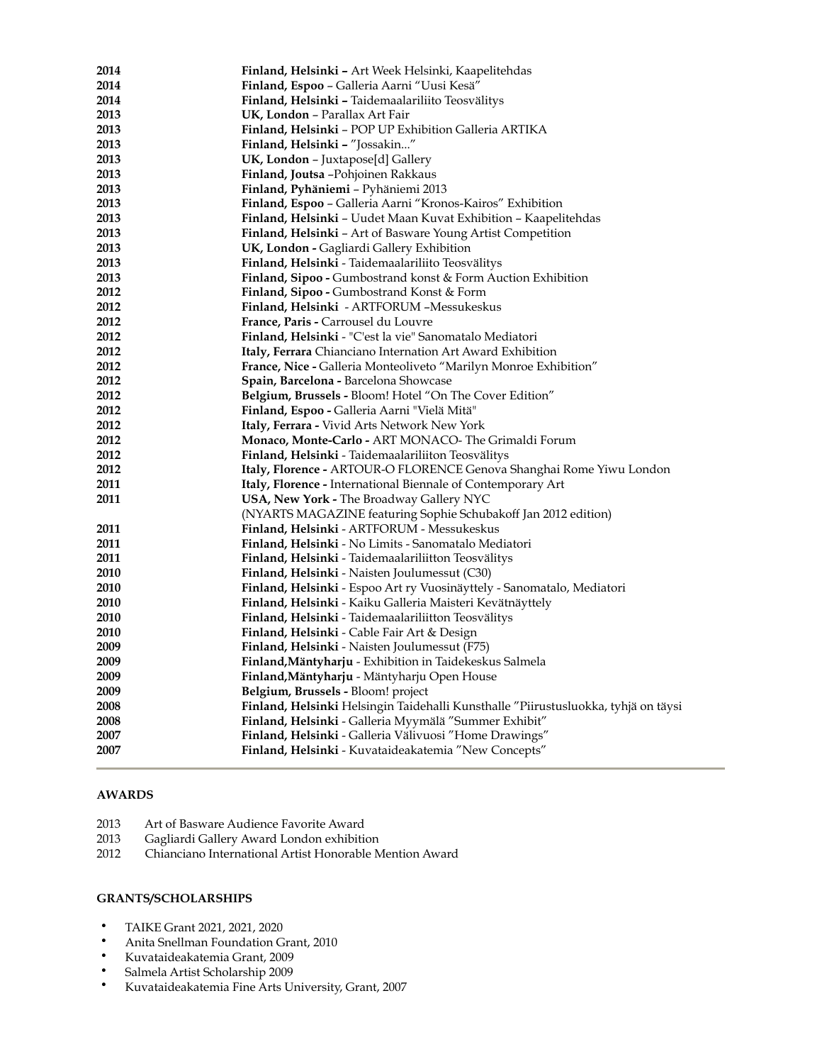| | |
|---|---|
| **2014** | **Finland, Helsinki –** Art Week Helsinki, Kaapelitehdas |
| **2014** | **Finland, Espoo** – Galleria Aarni “Uusi Kesä” |
| **2014** | **Finland, Helsinki –** Taidemaalariliito Teosvälitys |
| **2013** | **UK, London** – Parallax Art Fair |
| **2013** | **Finland, Helsinki** – POP UP Exhibition Galleria ARTIKA |
| **2013** | **Finland, Helsinki –** ”Jossakin...” |
| **2013** | **UK, London** – Juxtapose[d] Gallery |
| **2013** | **Finland, Joutsa** –Pohjoinen Rakkaus |
| **2013** | **Finland, Pyhäniemi** – Pyhäniemi 2013 |
| **2013** | **Finland, Espoo** – Galleria Aarni “Kronos-Kairos” Exhibition |
| **2013** | **Finland, Helsinki** – Uudet Maan Kuvat Exhibition – Kaapelitehdas |
| **2013** | **Finland, Helsinki** – Art of Basware Young Artist Competition |
| **2013** | **UK, London -** Gagliardi Gallery Exhibition |
| **2013** | **Finland, Helsinki** - Taidemaalariliito Teosvälitys |
| **2013** | **Finland, Sipoo -** Gumbostrand konst & Form Auction Exhibition |
| **2012** | **Finland, Sipoo -** Gumbostrand Konst & Form |
| **2012** | **Finland, Helsinki** - ARTFORUM –Messukeskus |
| **2012** | **France, Paris -** Carrousel du Louvre |
| **2012** | **Finland, Helsinki** - "C'est la vie" Sanomatalo Mediatori |
| **2012** | **Italy, Ferrara** Chianciano Internation Art Award Exhibition |
| **2012** | **France, Nice -** Galleria Monteoliveto “Marilyn Monroe Exhibition” |
| **2012** | **Spain, Barcelona -** Barcelona Showcase |
| **2012** | **Belgium, Brussels -** Bloom! Hotel “On The Cover Edition” |
| **2012** | **Finland, Espoo -** Galleria Aarni "Vielä Mitä" |
| **2012** | **Italy, Ferrara -** Vivid Arts Network New York |
| **2012** | **Monaco, Monte-Carlo -** ART MONACO- The Grimaldi Forum |
| **2012** | **Finland, Helsinki** - Taidemaalariliiton Teosvälitys |
| **2012** | **Italy, Florence -** ARTOUR-O FLORENCE Genova Shanghai Rome Yiwu London |
| **2011** | **Italy, Florence -** International Biennale of Contemporary Art |
| **2011** | **USA, New York -** The Broadway Gallery NYC (NYARTS MAGAZINE featuring Sophie Schubakoff Jan 2012 edition) |
| **2011** | **Finland, Helsinki** - ARTFORUM - Messukeskus |
| **2011** | **Finland, Helsinki** - No Limits - Sanomatalo Mediatori |
| **2011** | **Finland, Helsinki** - Taidemaalariliitton Teosvälitys |
| **2010** | **Finland, Helsinki** - Naisten Joulumessut (C30) |
| **2010** | **Finland, Helsinki** - Espoo Art ry Vuosinäyttely - Sanomatalo, Mediatori |
| **2010** | **Finland, Helsinki** - Kaiku Galleria Maisteri Kevätnäyttely |
| **2010** | **Finland, Helsinki** - Taidemaalariliitton Teosvälitys |
| **2010** | **Finland, Helsinki** - Cable Fair Art & Design |
| **2009** | **Finland, Helsinki** - Naisten Joulumessut (F75) |
| **2009** | **Finland,Mäntyharju** - Exhibition in Taidekeskus Salmela |
| **2009** | **Finland,Mäntyharju** - Mäntyharju Open House |
| **2009** | **Belgium, Brussels -** Bloom! project |
| **2008** | **Finland, Helsinki** Helsingin Taidehalli Kunsthalle ”Piirustusluokka, tyhjä on täysi |
| **2008** | **Finland, Helsinki** - Galleria Myymälä ”Summer Exhibit” |
| **2007** | **Finland, Helsinki** - Galleria Välivuosi ”Home Drawings” |
| **2007** | **Finland, Helsinki** - Kuvataideakatemia ”New Concepts” |

**AWARDS**

2013 Art of Basware Audience Favorite Award
2013 Gagliardi Gallery Award London exhibition
2012 Chianciano International Artist Honorable Mention Award

**GRANTS/SCHOLARSHIPS**

- TAIKE Grant 2021, 2021, 2020
- Anita Snellman Foundation Grant, 2010
- Kuvataideakatemia Grant, 2009
- Salmela Artist Scholarship 2009
- Kuvataideakatemia Fine Arts University, Grant, 2007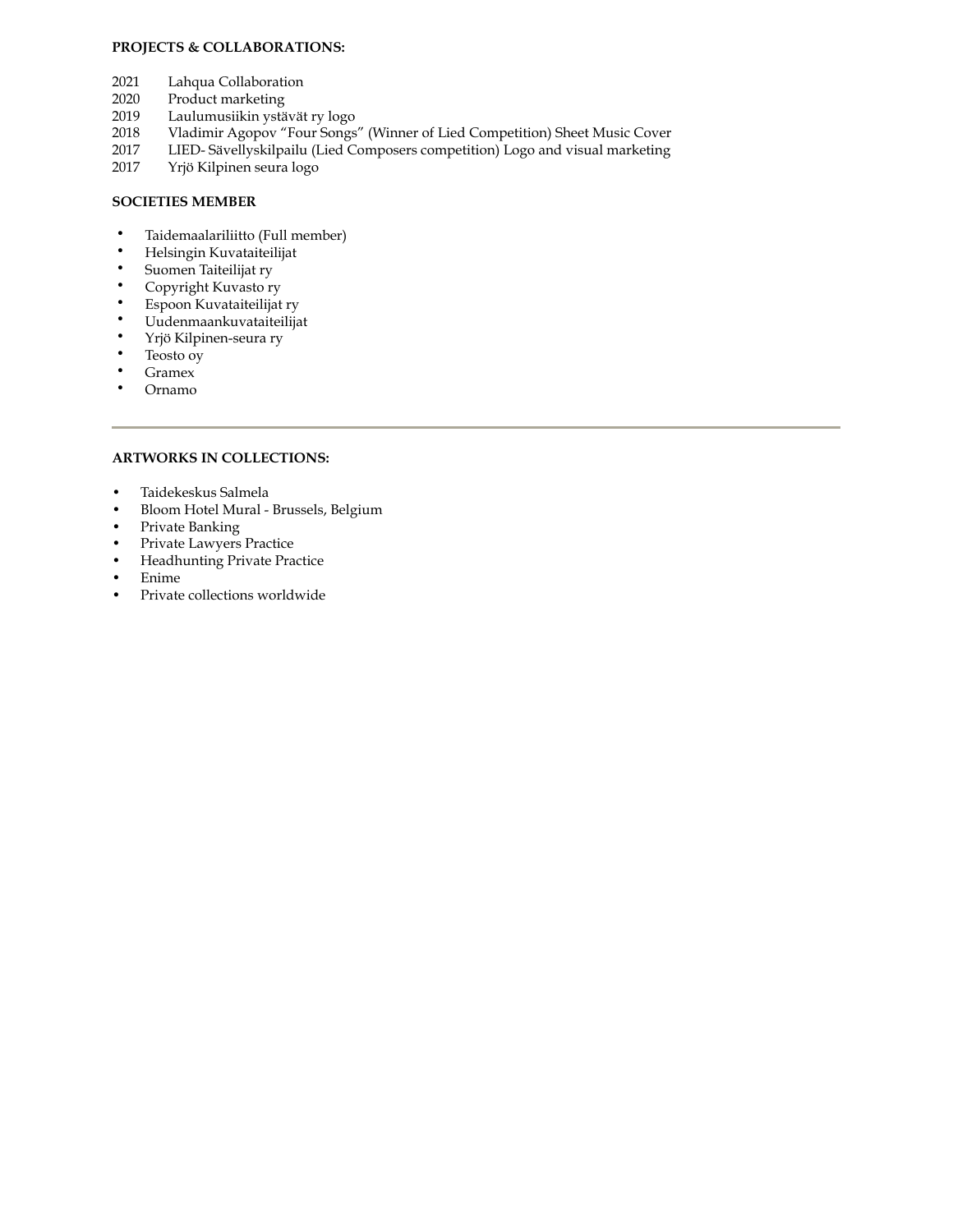**PROJECTS & COLLABORATIONS:**

2021 Lahqua Collaboration
2020 Product marketing
2019 Laulumusiikin ystävät ry logo
2018 Vladimir Agopov "Four Songs" (Winner of Lied Competition) Sheet Music Cover
2017 LIED- Sävellyskilpailu (Lied Composers competition) Logo and visual marketing
2017 Yrjö Kilpinen seura logo

**SOCIETIES MEMBER**

- Taidemaalariliitto (Full member)
- Helsingin Kuvataiteilijat
- Suomen Taiteilijat ry
- Copyright Kuvasto ry
- Espoon Kuvataiteilijat ry
- Uudenmaankuvataiteilijat
- Yrjö Kilpinen-seura ry
- Teosto oy
- Gramex
- Ornamo

---

**ARTWORKS IN COLLECTIONS:**

- Taidekeskus Salmela
- Bloom Hotel Mural - Brussels, Belgium
- Private Banking
- Private Lawyers Practice
- Headhunting Private Practice
- Enime
- Private collections worldwide